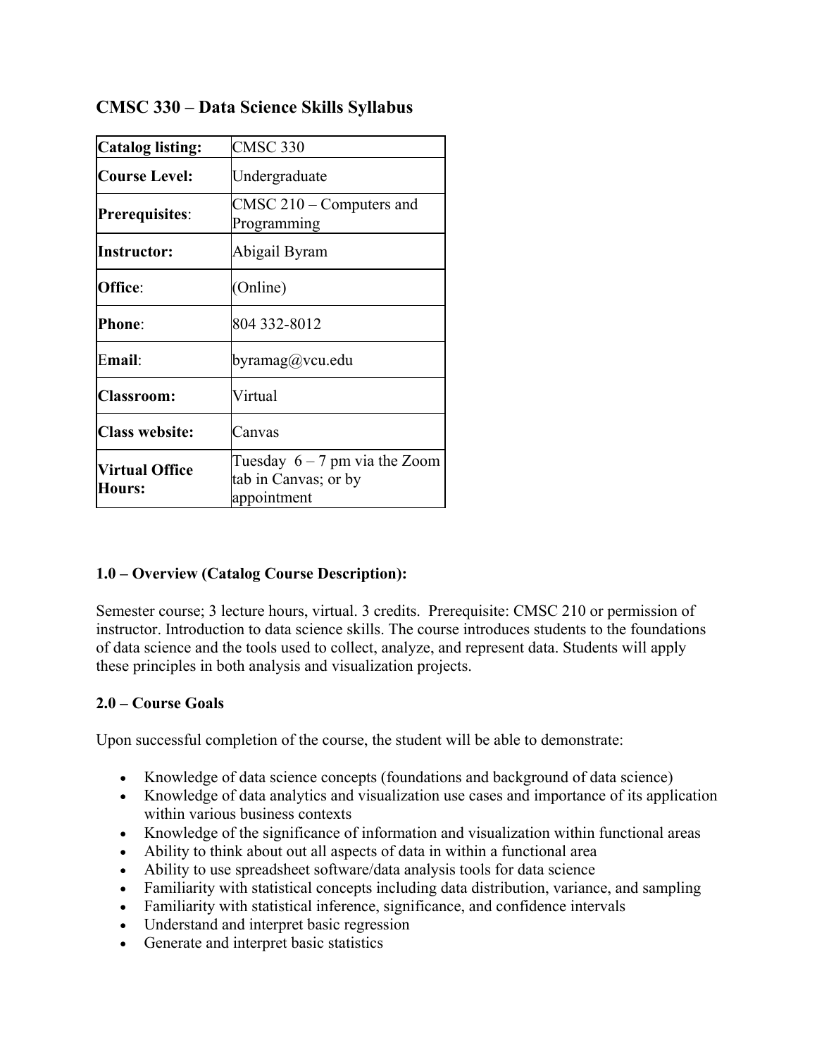# CMSC 330 – Data Science Skills Syllabus

| | |
|---|---|
| **Catalog listing:** | CMSC 330 |
| **Course Level:** | Undergraduate |
| **Prerequisites**: | CMSC 210 – Computers and Programming |
| **Instructor:** | Abigail Byram |
| **Office**: | (Online) |
| **Phone**: | 804 332-8012 |
| E**mail**: | byramag@vcu.edu |
| **Classroom:** | Virtual |
| **Class website:** | Canvas |
| **Virtual Office Hours:** | Tuesday 6 – 7 pm via the Zoom tab in Canvas; or by appointment |

## 1.0 – Overview (Catalog Course Description):

Semester course; 3 lecture hours, virtual. 3 credits. Prerequisite: CMSC 210 or permission of instructor. Introduction to data science skills. The course introduces students to the foundations of data science and the tools used to collect, analyze, and represent data. Students will apply these principles in both analysis and visualization projects.

## 2.0 – Course Goals

Upon successful completion of the course, the student will be able to demonstrate:

- Knowledge of data science concepts (foundations and background of data science)
- Knowledge of data analytics and visualization use cases and importance of its application within various business contexts
- Knowledge of the significance of information and visualization within functional areas
- Ability to think about out all aspects of data in within a functional area
- Ability to use spreadsheet software/data analysis tools for data science
- Familiarity with statistical concepts including data distribution, variance, and sampling
- Familiarity with statistical inference, significance, and confidence intervals
- Understand and interpret basic regression
- Generate and interpret basic statistics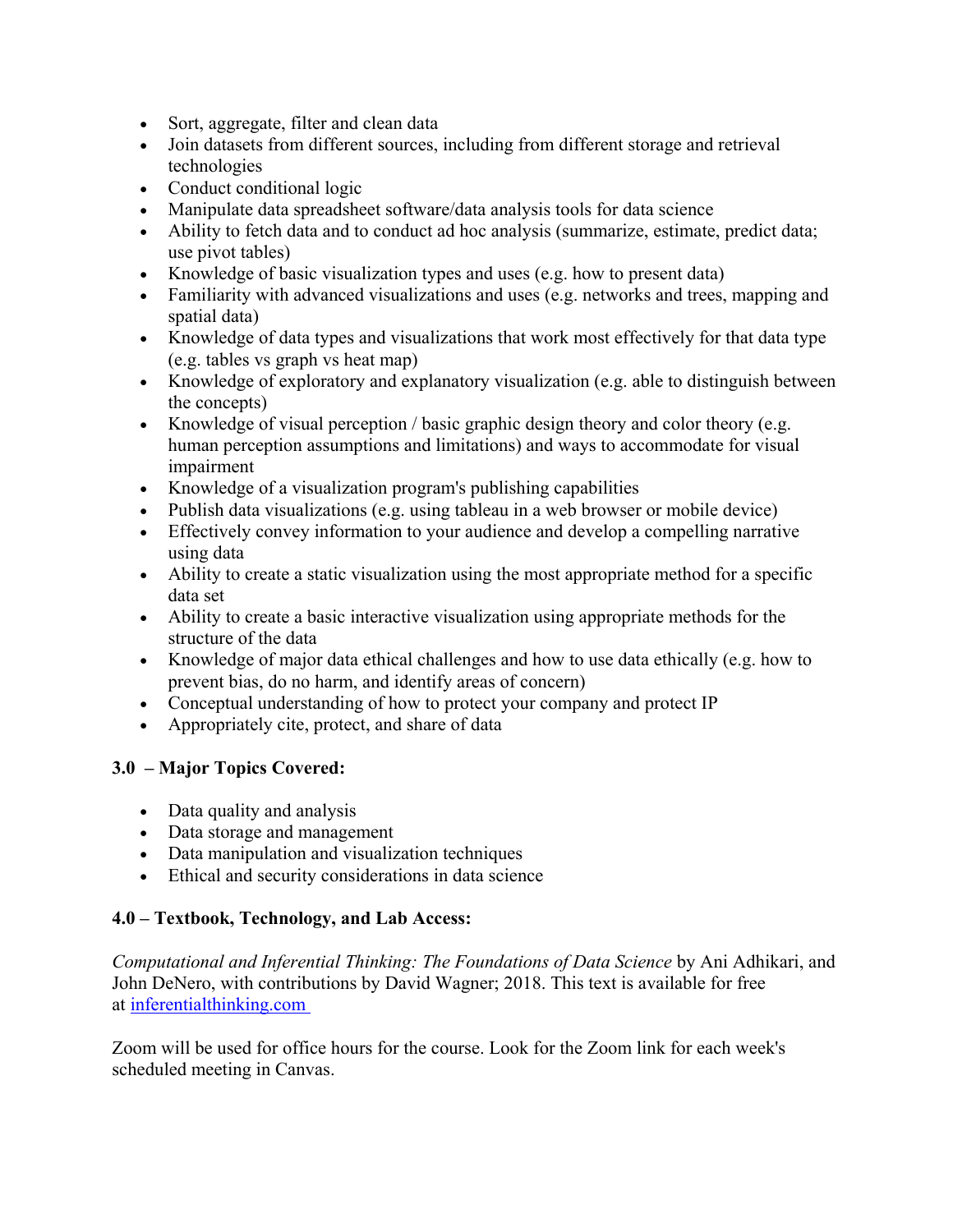- Sort, aggregate, filter and clean data
- Join datasets from different sources, including from different storage and retrieval technologies
- Conduct conditional logic
- Manipulate data spreadsheet software/data analysis tools for data science
- Ability to fetch data and to conduct ad hoc analysis (summarize, estimate, predict data; use pivot tables)
- Knowledge of basic visualization types and uses (e.g. how to present data)
- Familiarity with advanced visualizations and uses (e.g. networks and trees, mapping and spatial data)
- Knowledge of data types and visualizations that work most effectively for that data type (e.g. tables vs graph vs heat map)
- Knowledge of exploratory and explanatory visualization (e.g. able to distinguish between the concepts)
- Knowledge of visual perception / basic graphic design theory and color theory (e.g. human perception assumptions and limitations) and ways to accommodate for visual impairment
- Knowledge of a visualization program's publishing capabilities
- Publish data visualizations (e.g. using tableau in a web browser or mobile device)
- Effectively convey information to your audience and develop a compelling narrative using data
- Ability to create a static visualization using the most appropriate method for a specific data set
- Ability to create a basic interactive visualization using appropriate methods for the structure of the data
- Knowledge of major data ethical challenges and how to use data ethically (e.g. how to prevent bias, do no harm, and identify areas of concern)
- Conceptual understanding of how to protect your company and protect IP
- Appropriately cite, protect, and share of data

**3.0 – Major Topics Covered:**

- Data quality and analysis
- Data storage and management
- Data manipulation and visualization techniques
- Ethical and security considerations in data science

**4.0 – Textbook, Technology, and Lab Access:**

*Computational and Inferential Thinking: The Foundations of Data Science* by Ani Adhikari, and John DeNero, with contributions by David Wagner; 2018. This text is available for free at [inferentialthinking.com](inferentialthinking.com)

Zoom will be used for office hours for the course. Look for the Zoom link for each week's scheduled meeting in Canvas.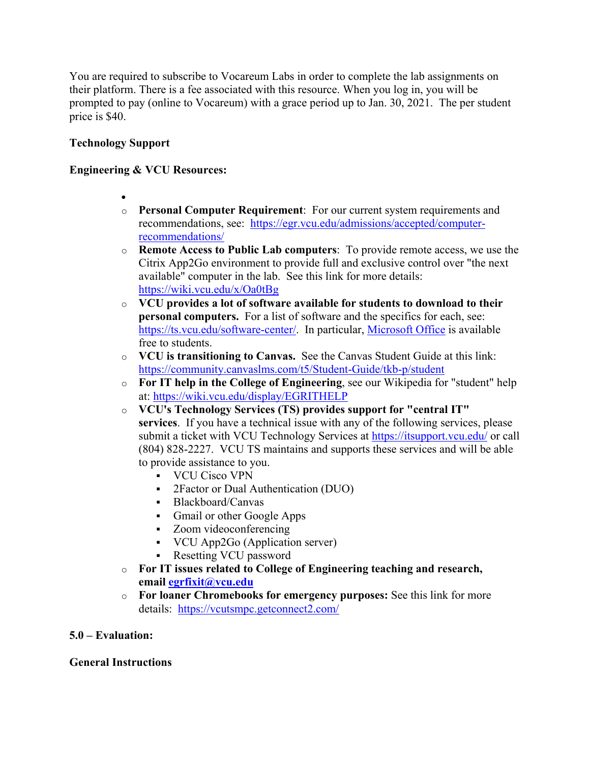You are required to subscribe to Vocareum Labs in order to complete the lab assignments on their platform. There is a fee associated with this resource. When you log in, you will be prompted to pay (online to Vocareum) with a grace period up to Jan. 30, 2021. The per student price is $40.

**Technology Support**

**Engineering & VCU Resources:**

- **Personal Computer Requirement**: For our current system requirements and recommendations, see: [https://egr.vcu.edu/admissions/accepted/computer-recommendations/](https://egr.vcu.edu/admissions/accepted/computer-recommendations/)
- **Remote Access to Public Lab computers**: To provide remote access, we use the Citrix App2Go environment to provide full and exclusive control over "the next available" computer in the lab. See this link for more details: [https://wiki.vcu.edu/x/Oa0tBg](https://wiki.vcu.edu/x/Oa0tBg)
- **VCU provides a lot of software available for students to download to their personal computers.** For a list of software and the specifics for each, see: [https://ts.vcu.edu/software-center/](https://ts.vcu.edu/software-center/). In particular, Microsoft Office is available free to students.
- **VCU is transitioning to Canvas.** See the Canvas Student Guide at this link: [https://community.canvaslms.com/t5/Student-Guide/tkb-p/student](https://community.canvaslms.com/t5/Student-Guide/tkb-p/student)
- **For IT help in the College of Engineering**, see our Wikipedia for "student" help at: [https://wiki.vcu.edu/display/EGRITHELP](https://wiki.vcu.edu/display/EGRITHELP)
- **VCU's Technology Services (TS) provides support for "central IT" services**. If you have a technical issue with any of the following services, please submit a ticket with VCU Technology Services at [https://itsupport.vcu.edu/](https://itsupport.vcu.edu/) or call (804) 828-2227. VCU TS maintains and supports these services and will be able to provide assistance to you.
  - VCU Cisco VPN
  - 2Factor or Dual Authentication (DUO)
  - Blackboard/Canvas
  - Gmail or other Google Apps
  - Zoom videoconferencing
  - VCU App2Go (Application server)
  - Resetting VCU password
- **For IT issues related to College of Engineering teaching and research, email [egrfixit@vcu.edu](mailto:egrfixit@vcu.edu)**
- **For loaner Chromebooks for emergency purposes:** See this link for more details: [https://vcutsmpc.getconnect2.com/](https://vcutsmpc.getconnect2.com/)

## 5.0 – Evaluation:

**General Instructions**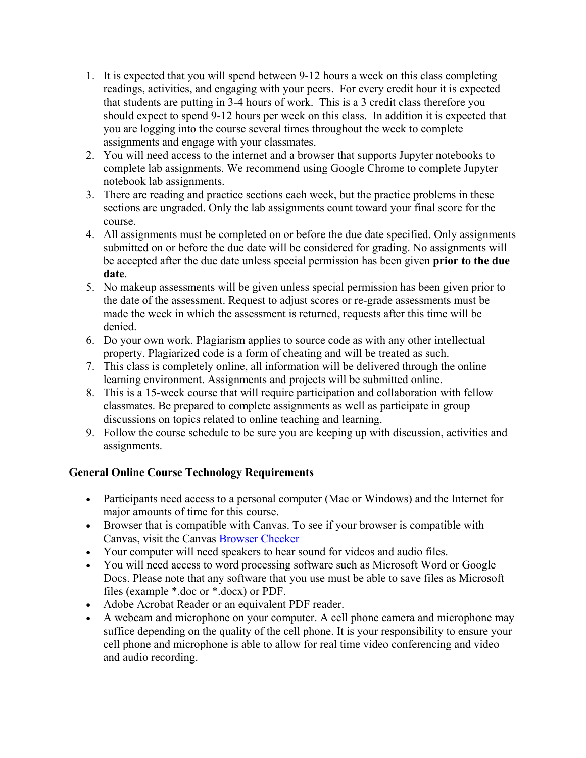1. It is expected that you will spend between 9-12 hours a week on this class completing readings, activities, and engaging with your peers. For every credit hour it is expected that students are putting in 3-4 hours of work. This is a 3 credit class therefore you should expect to spend 9-12 hours per week on this class. In addition it is expected that you are logging into the course several times throughout the week to complete assignments and engage with your classmates.
2. You will need access to the internet and a browser that supports Jupyter notebooks to complete lab assignments. We recommend using Google Chrome to complete Jupyter notebook lab assignments.
3. There are reading and practice sections each week, but the practice problems in these sections are ungraded. Only the lab assignments count toward your final score for the course.
4. All assignments must be completed on or before the due date specified. Only assignments submitted on or before the due date will be considered for grading. No assignments will be accepted after the due date unless special permission has been given **prior to the due date**.
5. No makeup assessments will be given unless special permission has been given prior to the date of the assessment. Request to adjust scores or re-grade assessments must be made the week in which the assessment is returned, requests after this time will be denied.
6. Do your own work. Plagiarism applies to source code as with any other intellectual property. Plagiarized code is a form of cheating and will be treated as such.
7. This class is completely online, all information will be delivered through the online learning environment. Assignments and projects will be submitted online.
8. This is a 15-week course that will require participation and collaboration with fellow classmates. Be prepared to complete assignments as well as participate in group discussions on topics related to online teaching and learning.
9. Follow the course schedule to be sure you are keeping up with discussion, activities and assignments.

**General Online Course Technology Requirements**

- Participants need access to a personal computer (Mac or Windows) and the Internet for major amounts of time for this course.
- Browser that is compatible with Canvas. To see if your browser is compatible with Canvas, visit the Canvas Browser Checker
- Your computer will need speakers to hear sound for videos and audio files.
- You will need access to word processing software such as Microsoft Word or Google Docs. Please note that any software that you use must be able to save files as Microsoft files (example *.doc or *.docx) or PDF.
- Adobe Acrobat Reader or an equivalent PDF reader.
- A webcam and microphone on your computer. A cell phone camera and microphone may suffice depending on the quality of the cell phone. It is your responsibility to ensure your cell phone and microphone is able to allow for real time video conferencing and video and audio recording.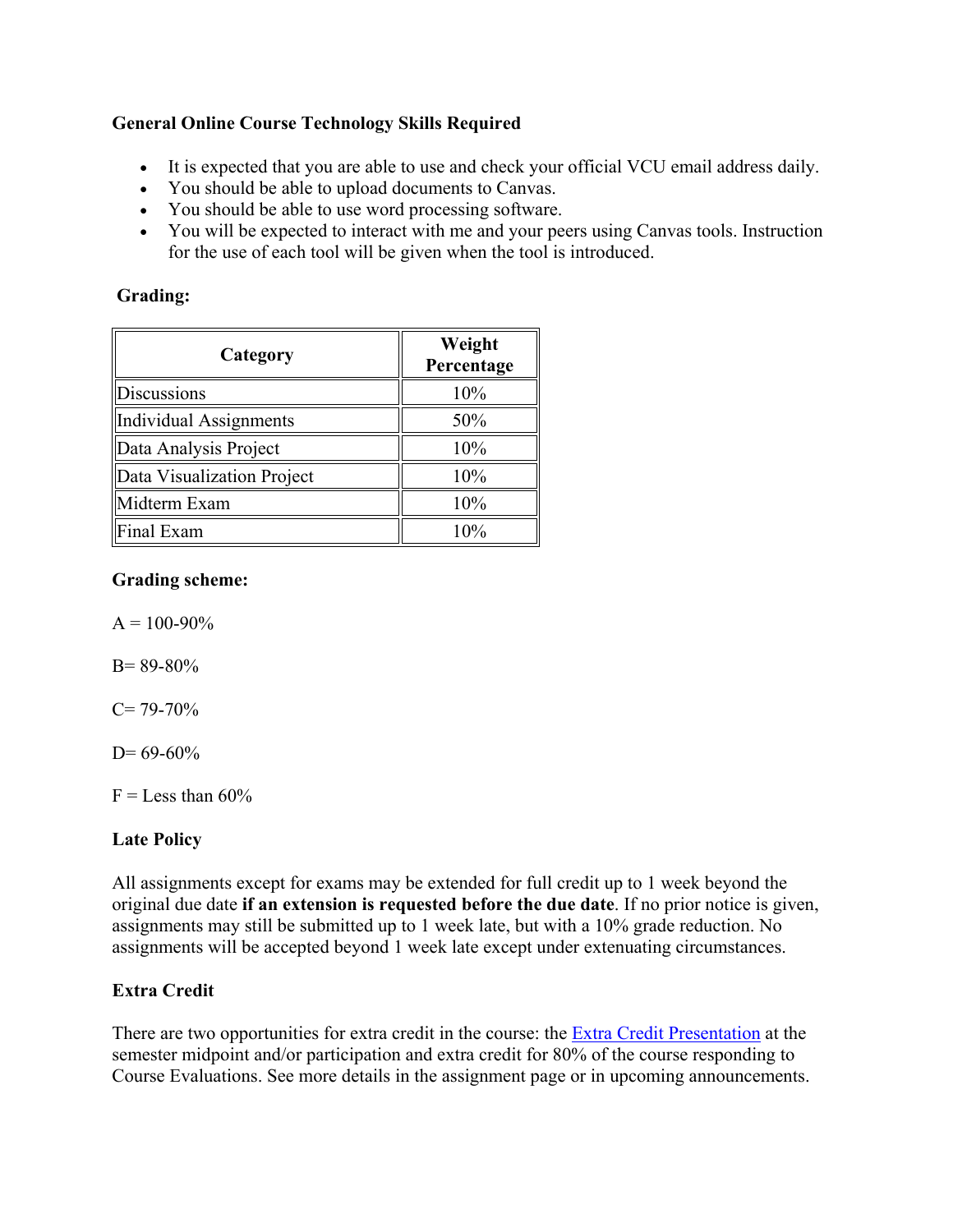**General Online Course Technology Skills Required**

- It is expected that you are able to use and check your official VCU email address daily.
- You should be able to upload documents to Canvas.
- You should be able to use word processing software.
- You will be expected to interact with me and your peers using Canvas tools. Instruction for the use of each tool will be given when the tool is introduced.

**Grading:**

| Category | Weight Percentage |
|---|---|
| Discussions | 10% |
| Individual Assignments | 50% |
| Data Analysis Project | 10% |
| Data Visualization Project | 10% |
| Midterm Exam | 10% |
| Final Exam | 10% |

**Grading scheme:**

A = 100-90%

B= 89-80%

C= 79-70%

D= 69-60%

F = Less than 60%

**Late Policy**

All assignments except for exams may be extended for full credit up to 1 week beyond the original due date **if an extension is requested before the due date**. If no prior notice is given, assignments may still be submitted up to 1 week late, but with a 10% grade reduction. No assignments will be accepted beyond 1 week late except under extenuating circumstances.

**Extra Credit**

There are two opportunities for extra credit in the course: the Extra Credit Presentation at the semester midpoint and/or participation and extra credit for 80% of the course responding to Course Evaluations. See more details in the assignment page or in upcoming announcements.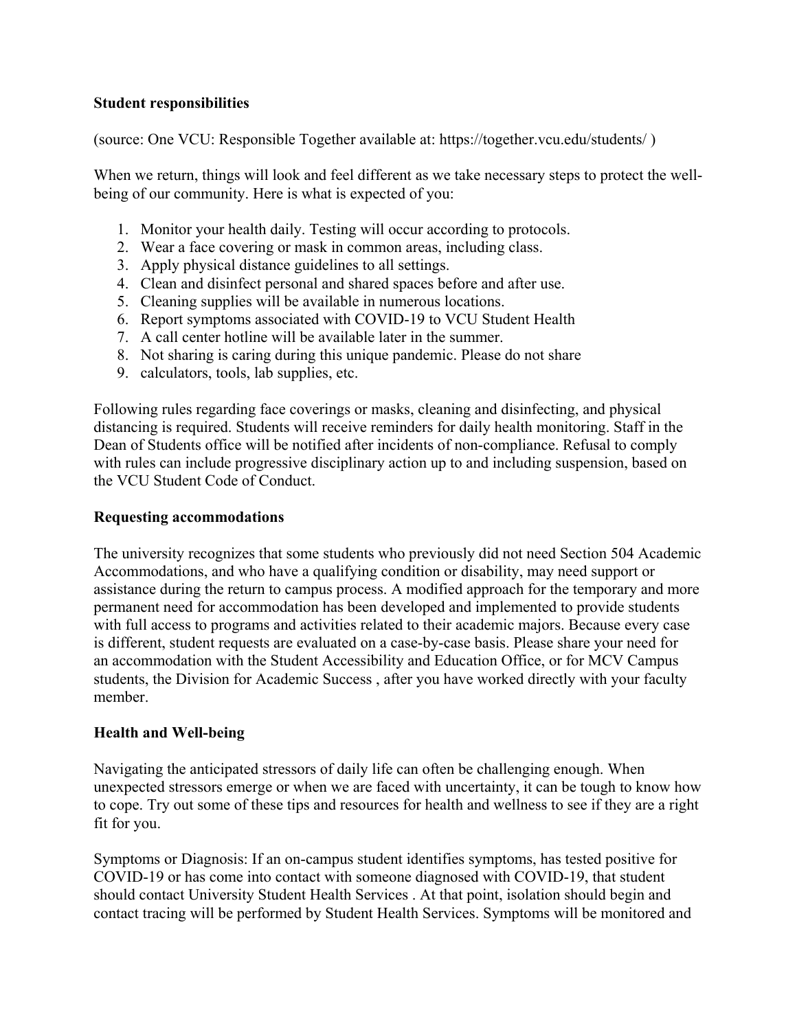**Student responsibilities**

(source: One VCU: Responsible Together available at: https://together.vcu.edu/students/ )

When we return, things will look and feel different as we take necessary steps to protect the well-being of our community. Here is what is expected of you:

1. Monitor your health daily. Testing will occur according to protocols.
2. Wear a face covering or mask in common areas, including class.
3. Apply physical distance guidelines to all settings.
4. Clean and disinfect personal and shared spaces before and after use.
5. Cleaning supplies will be available in numerous locations.
6. Report symptoms associated with COVID-19 to VCU Student Health
7. A call center hotline will be available later in the summer.
8. Not sharing is caring during this unique pandemic. Please do not share
9. calculators, tools, lab supplies, etc.

Following rules regarding face coverings or masks, cleaning and disinfecting, and physical distancing is required. Students will receive reminders for daily health monitoring. Staff in the Dean of Students office will be notified after incidents of non-compliance. Refusal to comply with rules can include progressive disciplinary action up to and including suspension, based on the VCU Student Code of Conduct.

**Requesting accommodations**

The university recognizes that some students who previously did not need Section 504 Academic Accommodations, and who have a qualifying condition or disability, may need support or assistance during the return to campus process. A modified approach for the temporary and more permanent need for accommodation has been developed and implemented to provide students with full access to programs and activities related to their academic majors. Because every case is different, student requests are evaluated on a case-by-case basis. Please share your need for an accommodation with the Student Accessibility and Education Office, or for MCV Campus students, the Division for Academic Success , after you have worked directly with your faculty member.

**Health and Well-being**

Navigating the anticipated stressors of daily life can often be challenging enough. When unexpected stressors emerge or when we are faced with uncertainty, it can be tough to know how to cope. Try out some of these tips and resources for health and wellness to see if they are a right fit for you.

Symptoms or Diagnosis: If an on-campus student identifies symptoms, has tested positive for COVID-19 or has come into contact with someone diagnosed with COVID-19, that student should contact University Student Health Services . At that point, isolation should begin and contact tracing will be performed by Student Health Services. Symptoms will be monitored and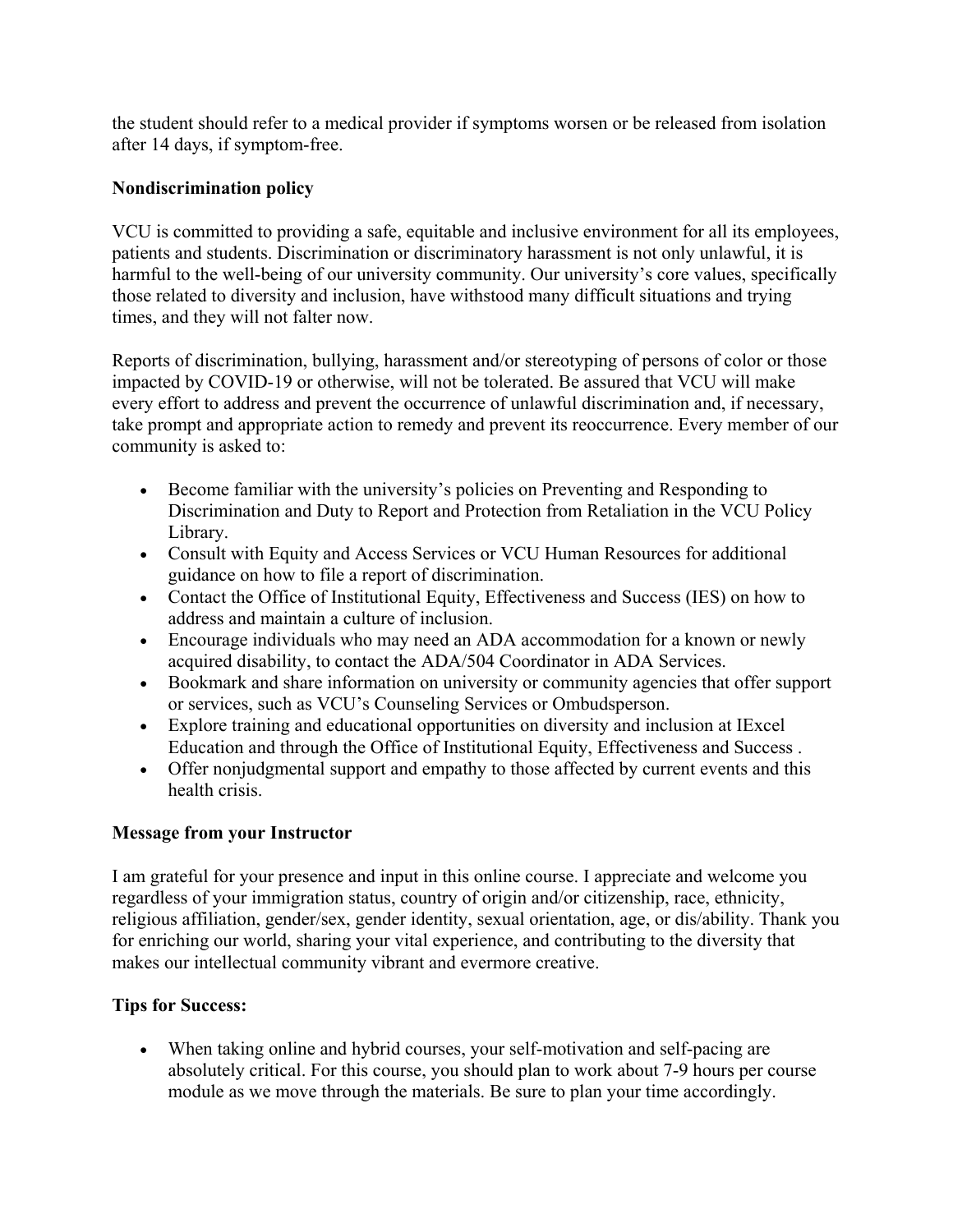the student should refer to a medical provider if symptoms worsen or be released from isolation after 14 days, if symptom-free.

**Nondiscrimination policy**

VCU is committed to providing a safe, equitable and inclusive environment for all its employees, patients and students. Discrimination or discriminatory harassment is not only unlawful, it is harmful to the well-being of our university community. Our university's core values, specifically those related to diversity and inclusion, have withstood many difficult situations and trying times, and they will not falter now.

Reports of discrimination, bullying, harassment and/or stereotyping of persons of color or those impacted by COVID-19 or otherwise, will not be tolerated. Be assured that VCU will make every effort to address and prevent the occurrence of unlawful discrimination and, if necessary, take prompt and appropriate action to remedy and prevent its reoccurrence. Every member of our community is asked to:

- Become familiar with the university's policies on Preventing and Responding to Discrimination and Duty to Report and Protection from Retaliation in the VCU Policy Library.
- Consult with Equity and Access Services or VCU Human Resources for additional guidance on how to file a report of discrimination.
- Contact the Office of Institutional Equity, Effectiveness and Success (IES) on how to address and maintain a culture of inclusion.
- Encourage individuals who may need an ADA accommodation for a known or newly acquired disability, to contact the ADA/504 Coordinator in ADA Services.
- Bookmark and share information on university or community agencies that offer support or services, such as VCU's Counseling Services or Ombudsperson.
- Explore training and educational opportunities on diversity and inclusion at IExcel Education and through the Office of Institutional Equity, Effectiveness and Success .
- Offer nonjudgmental support and empathy to those affected by current events and this health crisis.

**Message from your Instructor**

I am grateful for your presence and input in this online course. I appreciate and welcome you regardless of your immigration status, country of origin and/or citizenship, race, ethnicity, religious affiliation, gender/sex, gender identity, sexual orientation, age, or dis/ability. Thank you for enriching our world, sharing your vital experience, and contributing to the diversity that makes our intellectual community vibrant and evermore creative.

**Tips for Success:**

- When taking online and hybrid courses, your self-motivation and self-pacing are absolutely critical. For this course, you should plan to work about 7-9 hours per course module as we move through the materials. Be sure to plan your time accordingly.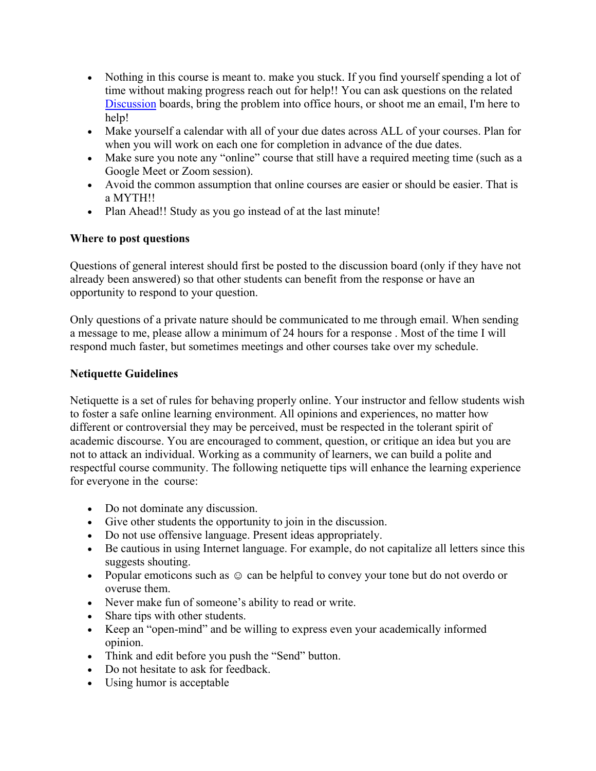- Nothing in this course is meant to. make you stuck. If you find yourself spending a lot of time without making progress reach out for help!! You can ask questions on the related Discussion boards, bring the problem into office hours, or shoot me an email, I'm here to help!
- Make yourself a calendar with all of your due dates across ALL of your courses. Plan for when you will work on each one for completion in advance of the due dates.
- Make sure you note any "online" course that still have a required meeting time (such as a Google Meet or Zoom session).
- Avoid the common assumption that online courses are easier or should be easier. That is a MYTH!!
- Plan Ahead!! Study as you go instead of at the last minute!

**Where to post questions**

Questions of general interest should first be posted to the discussion board (only if they have not already been answered) so that other students can benefit from the response or have an opportunity to respond to your question.

Only questions of a private nature should be communicated to me through email. When sending a message to me, please allow a minimum of 24 hours for a response . Most of the time I will respond much faster, but sometimes meetings and other courses take over my schedule.

**Netiquette Guidelines**

Netiquette is a set of rules for behaving properly online. Your instructor and fellow students wish to foster a safe online learning environment. All opinions and experiences, no matter how different or controversial they may be perceived, must be respected in the tolerant spirit of academic discourse. You are encouraged to comment, question, or critique an idea but you are not to attack an individual. Working as a community of learners, we can build a polite and respectful course community. The following netiquette tips will enhance the learning experience for everyone in the course:

- Do not dominate any discussion.
- Give other students the opportunity to join in the discussion.
- Do not use offensive language. Present ideas appropriately.
- Be cautious in using Internet language. For example, do not capitalize all letters since this suggests shouting.
- Popular emoticons such as ☺ can be helpful to convey your tone but do not overdo or overuse them.
- Never make fun of someone's ability to read or write.
- Share tips with other students.
- Keep an "open-mind" and be willing to express even your academically informed opinion.
- Think and edit before you push the "Send" button.
- Do not hesitate to ask for feedback.
- Using humor is acceptable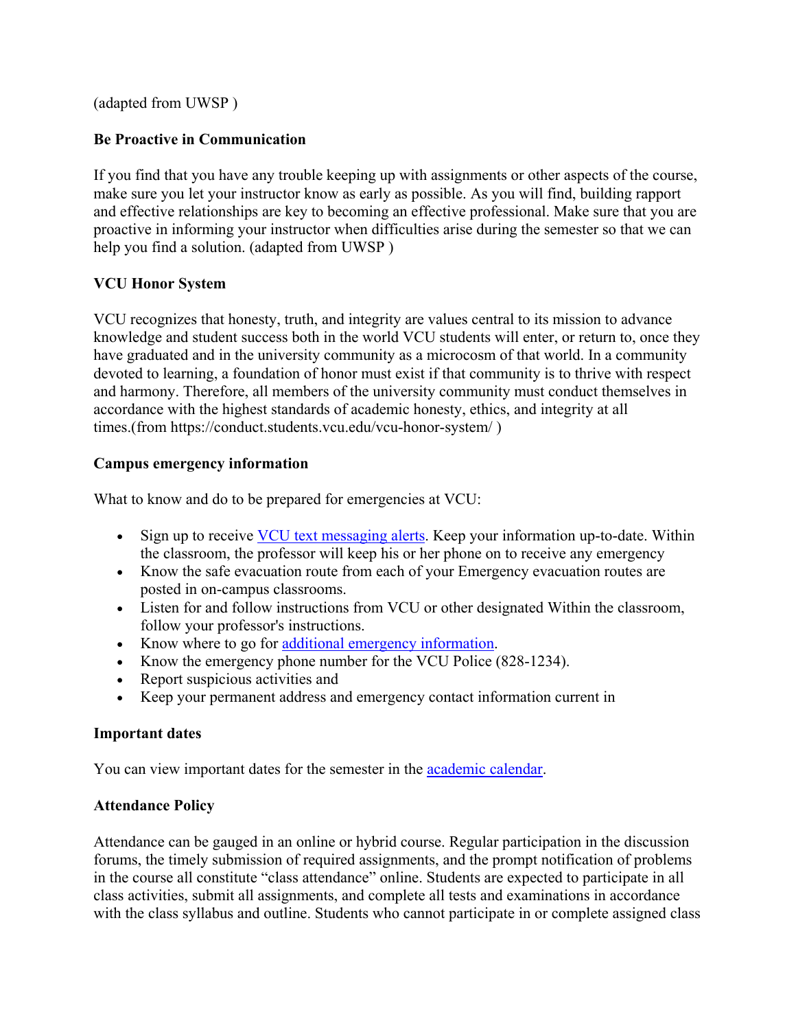(adapted from UWSP )

**Be Proactive in Communication**

If you find that you have any trouble keeping up with assignments or other aspects of the course, make sure you let your instructor know as early as possible. As you will find, building rapport and effective relationships are key to becoming an effective professional. Make sure that you are proactive in informing your instructor when difficulties arise during the semester so that we can help you find a solution. (adapted from UWSP )

**VCU Honor System**

VCU recognizes that honesty, truth, and integrity are values central to its mission to advance knowledge and student success both in the world VCU students will enter, or return to, once they have graduated and in the university community as a microcosm of that world. In a community devoted to learning, a foundation of honor must exist if that community is to thrive with respect and harmony. Therefore, all members of the university community must conduct themselves in accordance with the highest standards of academic honesty, ethics, and integrity at all times.(from https://conduct.students.vcu.edu/vcu-honor-system/ )

**Campus emergency information**

What to know and do to be prepared for emergencies at VCU:

- Sign up to receive VCU text messaging alerts. Keep your information up-to-date. Within the classroom, the professor will keep his or her phone on to receive any emergency
- Know the safe evacuation route from each of your Emergency evacuation routes are posted in on-campus classrooms.
- Listen for and follow instructions from VCU or other designated Within the classroom, follow your professor's instructions.
- Know where to go for additional emergency information.
- Know the emergency phone number for the VCU Police (828-1234).
- Report suspicious activities and
- Keep your permanent address and emergency contact information current in

**Important dates**

You can view important dates for the semester in the academic calendar.

**Attendance Policy**

Attendance can be gauged in an online or hybrid course. Regular participation in the discussion forums, the timely submission of required assignments, and the prompt notification of problems in the course all constitute "class attendance" online. Students are expected to participate in all class activities, submit all assignments, and complete all tests and examinations in accordance with the class syllabus and outline. Students who cannot participate in or complete assigned class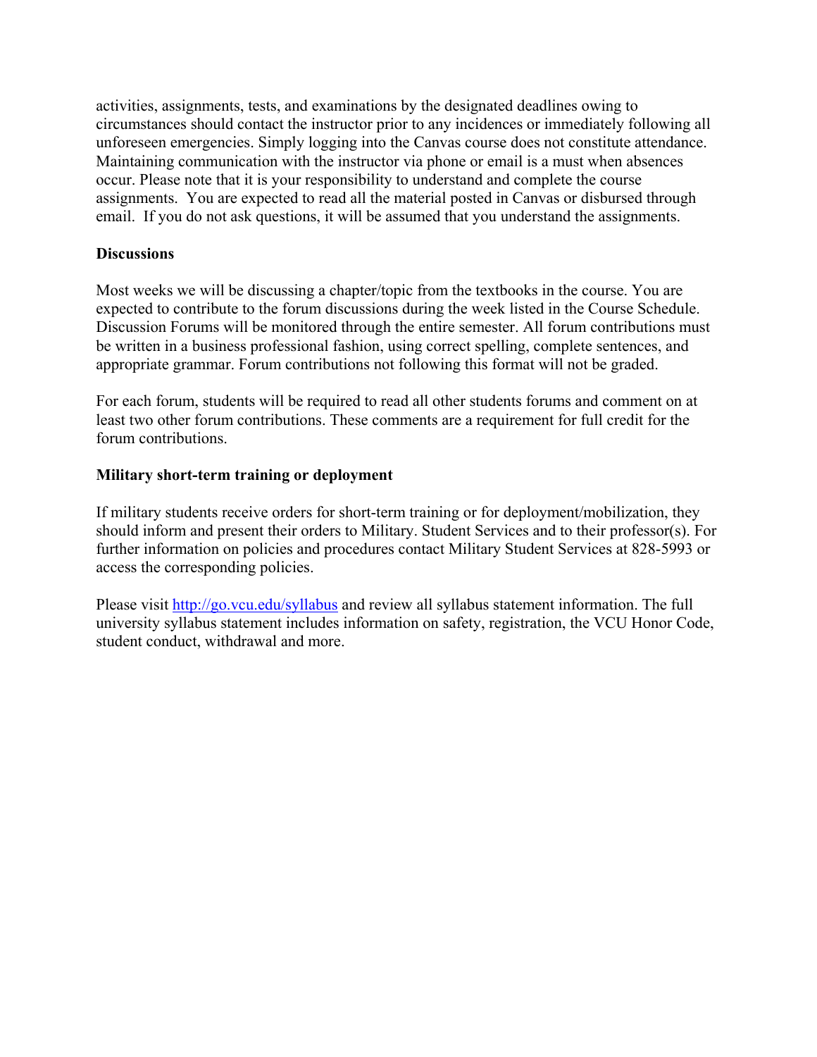activities, assignments, tests, and examinations by the designated deadlines owing to circumstances should contact the instructor prior to any incidences or immediately following all unforeseen emergencies. Simply logging into the Canvas course does not constitute attendance. Maintaining communication with the instructor via phone or email is a must when absences occur. Please note that it is your responsibility to understand and complete the course assignments. You are expected to read all the material posted in Canvas or disbursed through email. If you do not ask questions, it will be assumed that you understand the assignments.

**Discussions**

Most weeks we will be discussing a chapter/topic from the textbooks in the course. You are expected to contribute to the forum discussions during the week listed in the Course Schedule. Discussion Forums will be monitored through the entire semester. All forum contributions must be written in a business professional fashion, using correct spelling, complete sentences, and appropriate grammar. Forum contributions not following this format will not be graded.

For each forum, students will be required to read all other students forums and comment on at least two other forum contributions. These comments are a requirement for full credit for the forum contributions.

**Military short-term training or deployment**

If military students receive orders for short-term training or for deployment/mobilization, they should inform and present their orders to Military. Student Services and to their professor(s). For further information on policies and procedures contact Military Student Services at 828-5993 or access the corresponding policies.

Please visit http://go.vcu.edu/syllabus and review all syllabus statement information. The full university syllabus statement includes information on safety, registration, the VCU Honor Code, student conduct, withdrawal and more.